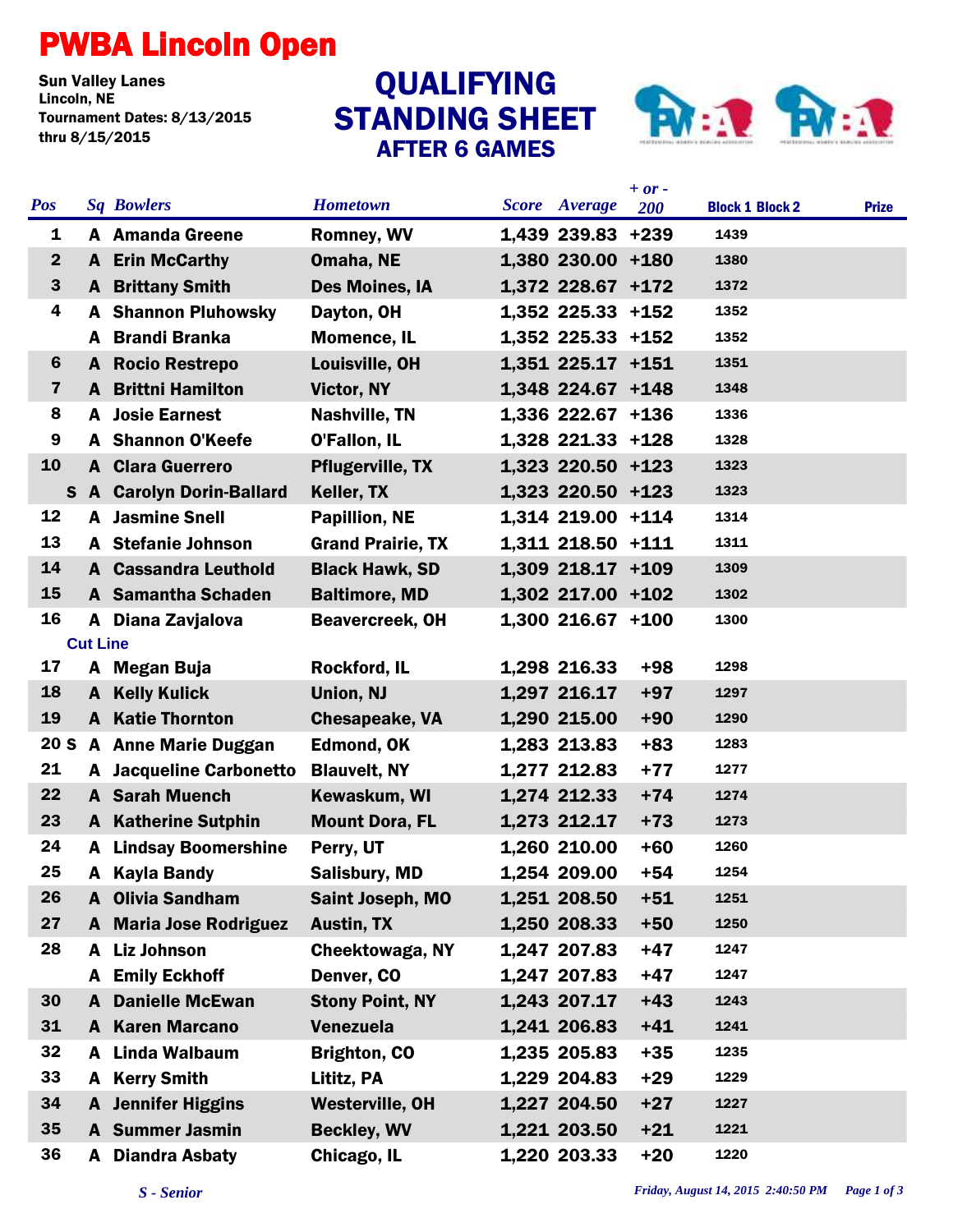# PWBA Lincoln Open

Sun Valley Lanes
Lincoln, NE
Tournament Dates: 8/13/2015
thru 8/15/2015

## QUALIFYING STANDING SHEET
### AFTER 6 GAMES

| Pos | Sq | Bowlers | Hometown | Score | Average | + or - 200 | Block 1 | Block 2 | Prize |
|---|---|---|---|---|---|---|---|---|---|
| 1 | A | Amanda Greene | Romney, WV | 1,439 | 239.83 | +239 | 1439 | | |
| 2 | A | Erin McCarthy | Omaha, NE | 1,380 | 230.00 | +180 | 1380 | | |
| 3 | A | Brittany Smith | Des Moines, IA | 1,372 | 228.67 | +172 | 1372 | | |
| 4 | A | Shannon Pluhowsky | Dayton, OH | 1,352 | 225.33 | +152 | 1352 | | |
| | A | Brandi Branka | Momence, IL | 1,352 | 225.33 | +152 | 1352 | | |
| 6 | A | Rocio Restrepo | Louisville, OH | 1,351 | 225.17 | +151 | 1351 | | |
| 7 | A | Brittni Hamilton | Victor, NY | 1,348 | 224.67 | +148 | 1348 | | |
| 8 | A | Josie Earnest | Nashville, TN | 1,336 | 222.67 | +136 | 1336 | | |
| 9 | A | Shannon O'Keefe | O'Fallon, IL | 1,328 | 221.33 | +128 | 1328 | | |
| 10 | A | Clara Guerrero | Pflugerville, TX | 1,323 | 220.50 | +123 | 1323 | | |
| S | A | Carolyn Dorin-Ballard | Keller, TX | 1,323 | 220.50 | +123 | 1323 | | |
| 12 | A | Jasmine Snell | Papillion, NE | 1,314 | 219.00 | +114 | 1314 | | |
| 13 | A | Stefanie Johnson | Grand Prairie, TX | 1,311 | 218.50 | +111 | 1311 | | |
| 14 | A | Cassandra Leuthold | Black Hawk, SD | 1,309 | 218.17 | +109 | 1309 | | |
| 15 | A | Samantha Schaden | Baltimore, MD | 1,302 | 217.00 | +102 | 1302 | | |
| 16 | A | Diana Zavjalova | Beavercreek, OH | 1,300 | 216.67 | +100 | 1300 | | |
| **Cut Line** | | | | | | | | | |
| 17 | A | Megan Buja | Rockford, IL | 1,298 | 216.33 | +98 | 1298 | | |
| 18 | A | Kelly Kulick | Union, NJ | 1,297 | 216.17 | +97 | 1297 | | |
| 19 | A | Katie Thornton | Chesapeake, VA | 1,290 | 215.00 | +90 | 1290 | | |
| 20 S | A | Anne Marie Duggan | Edmond, OK | 1,283 | 213.83 | +83 | 1283 | | |
| 21 | A | Jacqueline Carbonetto | Blauvelt, NY | 1,277 | 212.83 | +77 | 1277 | | |
| 22 | A | Sarah Muench | Kewaskum, WI | 1,274 | 212.33 | +74 | 1274 | | |
| 23 | A | Katherine Sutphin | Mount Dora, FL | 1,273 | 212.17 | +73 | 1273 | | |
| 24 | A | Lindsay Boomershine | Perry, UT | 1,260 | 210.00 | +60 | 1260 | | |
| 25 | A | Kayla Bandy | Salisbury, MD | 1,254 | 209.00 | +54 | 1254 | | |
| 26 | A | Olivia Sandham | Saint Joseph, MO | 1,251 | 208.50 | +51 | 1251 | | |
| 27 | A | Maria Jose Rodriguez | Austin, TX | 1,250 | 208.33 | +50 | 1250 | | |
| 28 | A | Liz Johnson | Cheektowaga, NY | 1,247 | 207.83 | +47 | 1247 | | |
| | A | Emily Eckhoff | Denver, CO | 1,247 | 207.83 | +47 | 1247 | | |
| 30 | A | Danielle McEwan | Stony Point, NY | 1,243 | 207.17 | +43 | 1243 | | |
| 31 | A | Karen Marcano | Venezuela | 1,241 | 206.83 | +41 | 1241 | | |
| 32 | A | Linda Walbaum | Brighton, CO | 1,235 | 205.83 | +35 | 1235 | | |
| 33 | A | Kerry Smith | Lititz, PA | 1,229 | 204.83 | +29 | 1229 | | |
| 34 | A | Jennifer Higgins | Westerville, OH | 1,227 | 204.50 | +27 | 1227 | | |
| 35 | A | Summer Jasmin | Beckley, WV | 1,221 | 203.50 | +21 | 1221 | | |
| 36 | A | Diandra Asbaty | Chicago, IL | 1,220 | 203.33 | +20 | 1220 | | |

*S - Senior*

*Friday, August 14, 2015 2:40:50 PM*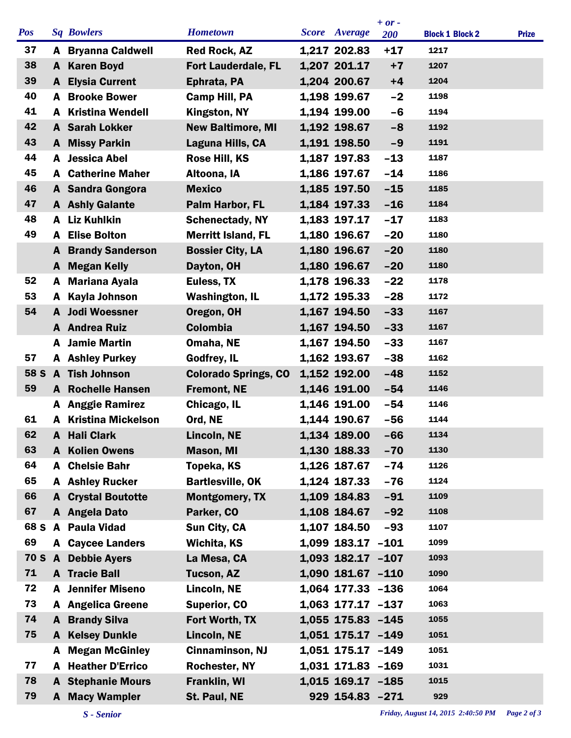| Pos | Sq | Bowlers | Hometown | Score | Average | + or - 200 | Block 1 | Block 2 | Prize |
|---|---|---|---|---|---|---|---|---|---|
| 37 | A | Bryanna Caldwell | Red Rock, AZ | 1,217 | 202.83 | +17 | 1217 | | |
| 38 | A | Karen Boyd | Fort Lauderdale, FL | 1,207 | 201.17 | +7 | 1207 | | |
| 39 | A | Elysia Current | Ephrata, PA | 1,204 | 200.67 | +4 | 1204 | | |
| 40 | A | Brooke Bower | Camp Hill, PA | 1,198 | 199.67 | -2 | 1198 | | |
| 41 | A | Kristina Wendell | Kingston, NY | 1,194 | 199.00 | -6 | 1194 | | |
| 42 | A | Sarah Lokker | New Baltimore, MI | 1,192 | 198.67 | -8 | 1192 | | |
| 43 | A | Missy Parkin | Laguna Hills, CA | 1,191 | 198.50 | -9 | 1191 | | |
| 44 | A | Jessica Abel | Rose Hill, KS | 1,187 | 197.83 | -13 | 1187 | | |
| 45 | A | Catherine Maher | Altoona, IA | 1,186 | 197.67 | -14 | 1186 | | |
| 46 | A | Sandra Gongora | Mexico | 1,185 | 197.50 | -15 | 1185 | | |
| 47 | A | Ashly Galante | Palm Harbor, FL | 1,184 | 197.33 | -16 | 1184 | | |
| 48 | A | Liz Kuhlkin | Schenectady, NY | 1,183 | 197.17 | -17 | 1183 | | |
| 49 | A | Elise Bolton | Merritt Island, FL | 1,180 | 196.67 | -20 | 1180 | | |
| | A | Brandy Sanderson | Bossier City, LA | 1,180 | 196.67 | -20 | 1180 | | |
| | A | Megan Kelly | Dayton, OH | 1,180 | 196.67 | -20 | 1180 | | |
| 52 | A | Mariana Ayala | Euless, TX | 1,178 | 196.33 | -22 | 1178 | | |
| 53 | A | Kayla Johnson | Washington, IL | 1,172 | 195.33 | -28 | 1172 | | |
| 54 | A | Jodi Woessner | Oregon, OH | 1,167 | 194.50 | -33 | 1167 | | |
| | A | Andrea Ruiz | Colombia | 1,167 | 194.50 | -33 | 1167 | | |
| | A | Jamie Martin | Omaha, NE | 1,167 | 194.50 | -33 | 1167 | | |
| 57 | A | Ashley Purkey | Godfrey, IL | 1,162 | 193.67 | -38 | 1162 | | |
| 58 S | A | Tish Johnson | Colorado Springs, CO | 1,152 | 192.00 | -48 | 1152 | | |
| 59 | A | Rochelle Hansen | Fremont, NE | 1,146 | 191.00 | -54 | 1146 | | |
| | A | Anggie Ramirez | Chicago, IL | 1,146 | 191.00 | -54 | 1146 | | |
| 61 | A | Kristina Mickelson | Ord, NE | 1,144 | 190.67 | -56 | 1144 | | |
| 62 | A | Hali Clark | Lincoln, NE | 1,134 | 189.00 | -66 | 1134 | | |
| 63 | A | Kolien Owens | Mason, MI | 1,130 | 188.33 | -70 | 1130 | | |
| 64 | A | Chelsie Bahr | Topeka, KS | 1,126 | 187.67 | -74 | 1126 | | |
| 65 | A | Ashley Rucker | Bartlesville, OK | 1,124 | 187.33 | -76 | 1124 | | |
| 66 | A | Crystal Boutotte | Montgomery, TX | 1,109 | 184.83 | -91 | 1109 | | |
| 67 | A | Angela Dato | Parker, CO | 1,108 | 184.67 | -92 | 1108 | | |
| 68 S | A | Paula Vidad | Sun City, CA | 1,107 | 184.50 | -93 | 1107 | | |
| 69 | A | Caycee Landers | Wichita, KS | 1,099 | 183.17 | -101 | 1099 | | |
| 70 S | A | Debbie Ayers | La Mesa, CA | 1,093 | 182.17 | -107 | 1093 | | |
| 71 | A | Tracie Ball | Tucson, AZ | 1,090 | 181.67 | -110 | 1090 | | |
| 72 | A | Jennifer Miseno | Lincoln, NE | 1,064 | 177.33 | -136 | 1064 | | |
| 73 | A | Angelica Greene | Superior, CO | 1,063 | 177.17 | -137 | 1063 | | |
| 74 | A | Brandy Silva | Fort Worth, TX | 1,055 | 175.83 | -145 | 1055 | | |
| 75 | A | Kelsey Dunkle | Lincoln, NE | 1,051 | 175.17 | -149 | 1051 | | |
| | A | Megan McGinley | Cinnaminson, NJ | 1,051 | 175.17 | -149 | 1051 | | |
| 77 | A | Heather D'Errico | Rochester, NY | 1,031 | 171.83 | -169 | 1031 | | |
| 78 | A | Stephanie Mours | Franklin, WI | 1,015 | 169.17 | -185 | 1015 | | |
| 79 | A | Macy Wampler | St. Paul, NE | 929 | 154.83 | -271 | 929 | | |

*S - Senior*

*Friday, August 14, 2015 2:40:50 PM*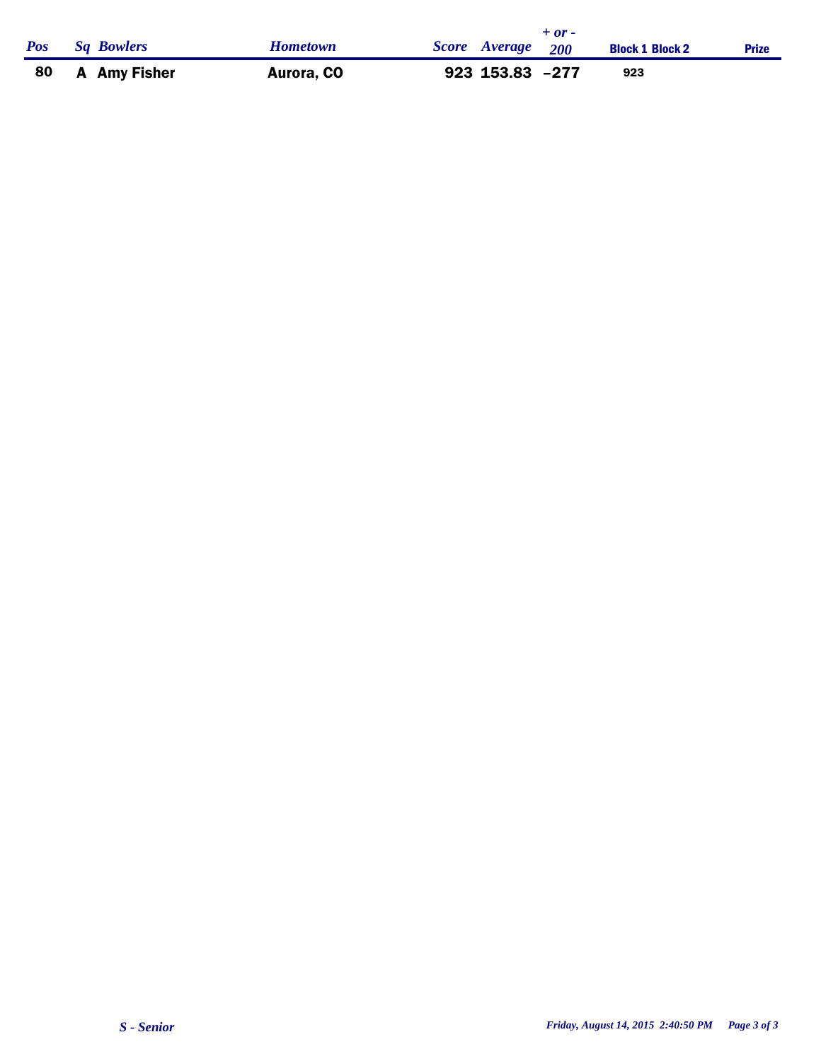| Pos | Sq | Bowlers | Hometown | Score | Average | + or - 200 | Block 1 | Block 2 | Prize |
|---|---|---|---|---|---|---|---|---|---|
| 80 | A | Amy Fisher | Aurora, CO | 923 | 153.83 | -277 | 923 | | |

S - Senior

Friday, August 14, 2015 2:40:50 PM